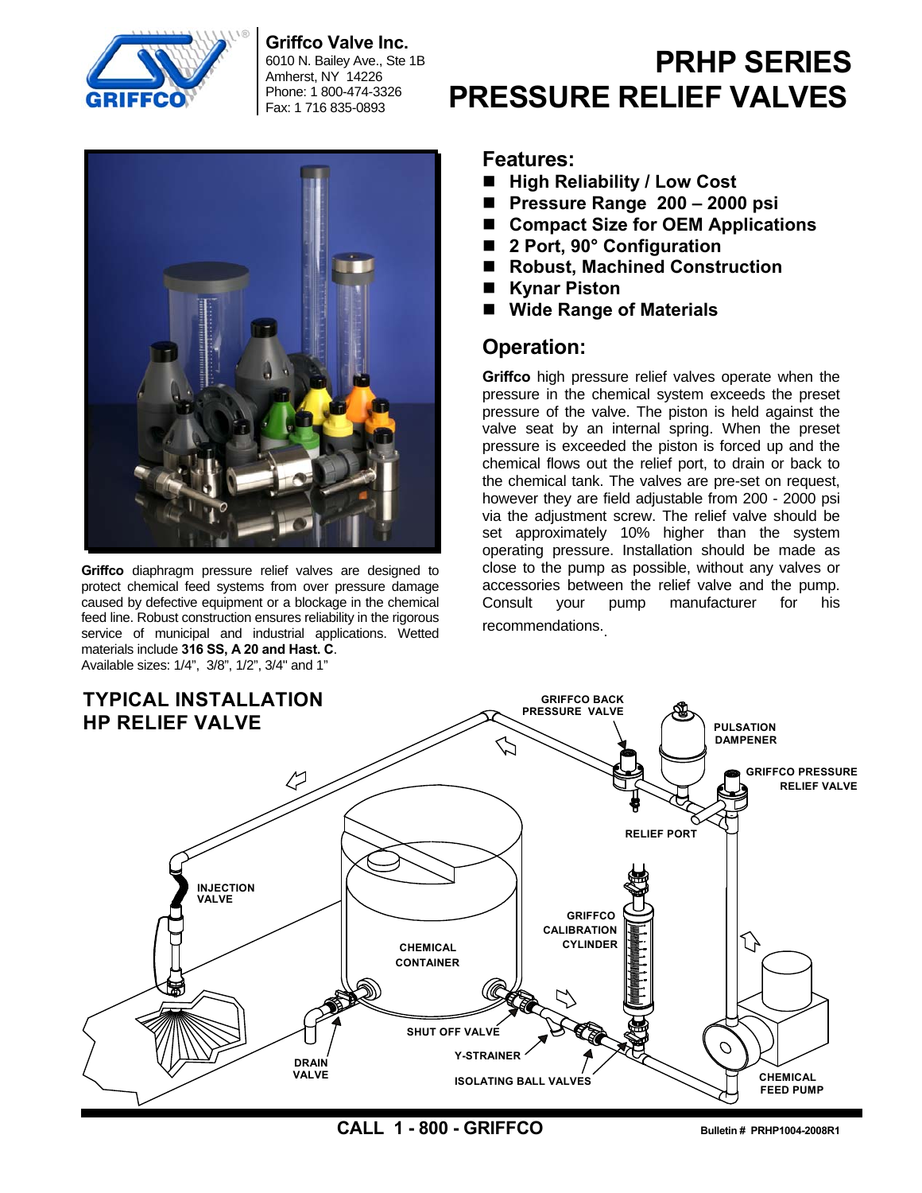**Griffco Valve Inc.**
6010 N. Bailey Ave., Ste 1B
Amherst, NY 14226
Phone: 1 800-474-3326
Fax: 1 716 835-0893

# PRHP SERIES PRESSURE RELIEF VALVES

**Griffco** diaphragm pressure relief valves are designed to protect chemical feed systems from over pressure damage caused by defective equipment or a blockage in the chemical feed line. Robust construction ensures reliability in the rigorous service of municipal and industrial applications. Wetted materials include **316 SS, A 20 and Hast. C**.
Available sizes: 1/4", 3/8", 1/2", 3/4" and 1"

## Features:

- **High Reliability / Low Cost**
- **Pressure Range 200 – 2000 psi**
- **Compact Size for OEM Applications**
- **2 Port, 90° Configuration**
- **Robust, Machined Construction**
- **Kynar Piston**
- **Wide Range of Materials**

## Operation:

**Griffco** high pressure relief valves operate when the pressure in the chemical system exceeds the preset pressure of the valve. The piston is held against the valve seat by an internal spring. When the preset pressure is exceeded the piston is forced up and the chemical flows out the relief port, to drain or back to the chemical tank. The valves are pre-set on request, however they are field adjustable from 200 - 2000 psi via the adjustment screw. The relief valve should be set approximately 10% higher than the system operating pressure. Installation should be made as close to the pump as possible, without any valves or accessories between the relief valve and the pump. Consult your pump manufacturer for his recommendations.

## TYPICAL INSTALLATION HP RELIEF VALVE

**CALL 1 - 800 - GRIFFCO**

Bulletin # PRHP1004-2008R1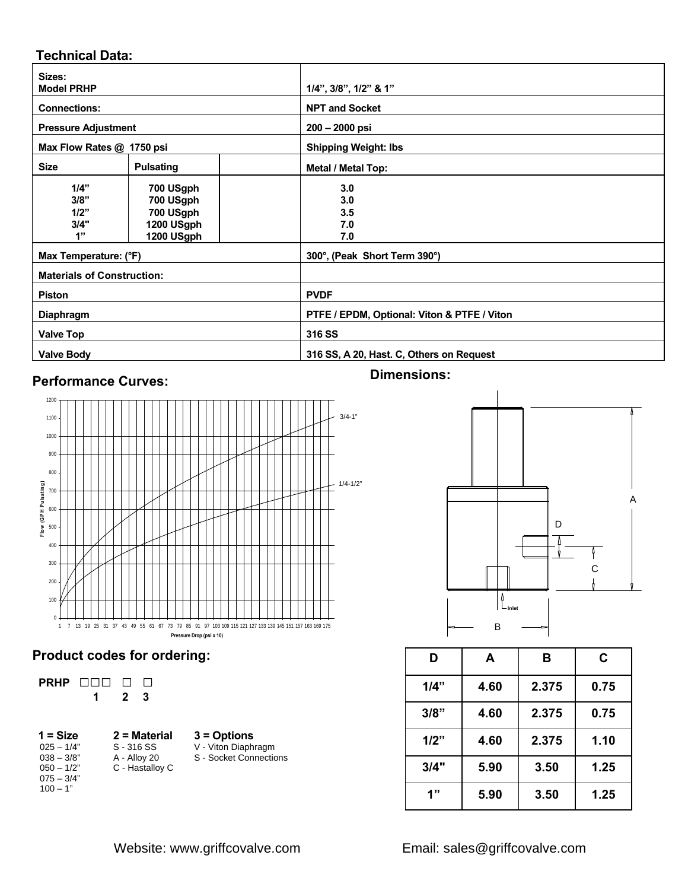## Technical Data:

| | | | |
|---|---|---|---|
| **Sizes:**<br>**Model PRHP** | | | **1/4", 3/8", 1/2" & 1"** |
| **Connections:** | | | **NPT and Socket** |
| **Pressure Adjustment** | | | **200 – 2000 psi** |
| **Max Flow Rates @ 1750 psi** | | | **Shipping Weight: lbs** |
| **Size** | **Pulsating** | | **Metal / Metal Top:** |
| **1/4"**<br>**3/8"**<br>**1/2"**<br>**3/4"**<br>**1"** | **700 USgph**<br>**700 USgph**<br>**700 USgph**<br>**1200 USgph**<br>**1200 USgph** | | **3.0**<br>**3.0**<br>**3.5**<br>**7.0**<br>**7.0** |
| **Max Temperature: (°F)** | | | **300°, (Peak Short Term 390°)** |
| **Materials of Construction:** | | | |
| **Piston** | | | **PVDF** |
| **Diaphragm** | | | **PTFE / EPDM, Optional: Viton & PTFE / Viton** |
| **Valve Top** | | | **316 SS** |
| **Valve Body** | | | **316 SS, A 20, Hast. C, Others on Request** |

## Performance Curves:

Flow (GPH Pulsating)

1200
1100
1000
900
800
700
600
500
400
300
200
100
0

1 7 13 19 25 31 37 43 49 55 61 67 73 79 85 91 97 103 109 115 121 127 133 139 145 151 157 163 169 175

Pressure Drop (psi x 10)

3/4-1"

1/4-1/2"

## Dimensions:

A

D

C

Inlet

B

| D | A | B | C |
|---|---|---|---|
| 1/4" | 4.60 | 2.375 | 0.75 |
| 3/8" | 4.60 | 2.375 | 0.75 |
| 1/2" | 4.60 | 2.375 | 1.10 |
| 3/4" | 5.90 | 3.50 | 1.25 |
| 1" | 5.90 | 3.50 | 1.25 |

## Product codes for ordering:

**PRHP** □□□ □ □
1 2 3

**1 = Size**
025 – 1/4"
038 – 3/8"
050 – 1/2"
075 – 3/4"
100 – 1"

**2 = Material**
S - 316 SS
A - Alloy 20
C - Hastalloy C

**3 = Options**
V - Viton Diaphragm
S - Socket Connections

Website: www.griffcovalve.com Email: sales@griffcovalve.com